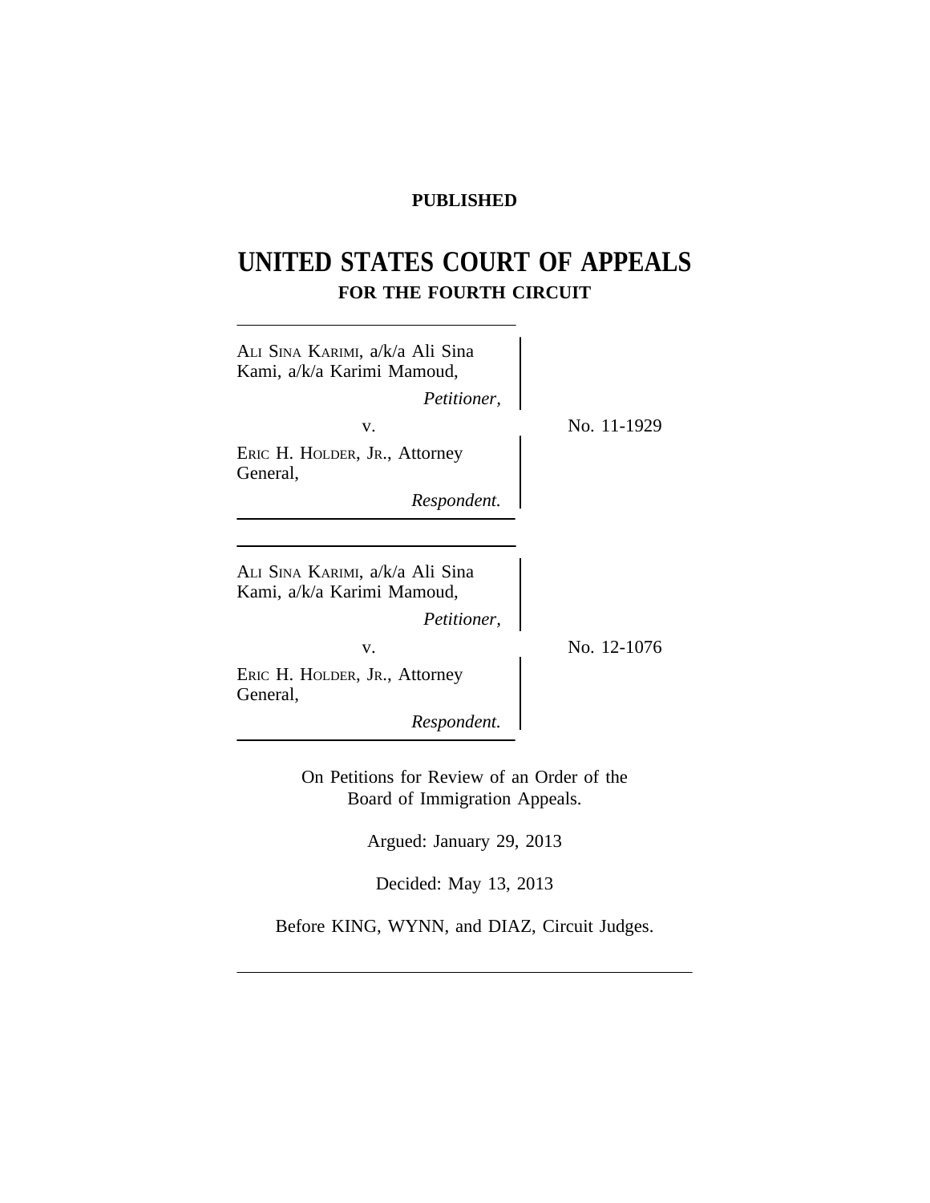**PUBLISHED**

# UNITED STATES COURT OF APPEALS
## FOR THE FOURTH CIRCUIT

ALI SINA KARIMI, a/k/a Ali Sina Kami, a/k/a Karimi Mamoud,
*Petitioner,*

v.

ERIC H. HOLDER, JR., Attorney General,
*Respondent.*

No. 11-1929

ALI SINA KARIMI, a/k/a Ali Sina Kami, a/k/a Karimi Mamoud,
*Petitioner,*

v.

ERIC H. HOLDER, JR., Attorney General,
*Respondent.*

No. 12-1076

On Petitions for Review of an Order of the Board of Immigration Appeals.

Argued: January 29, 2013

Decided: May 13, 2013

Before KING, WYNN, and DIAZ, Circuit Judges.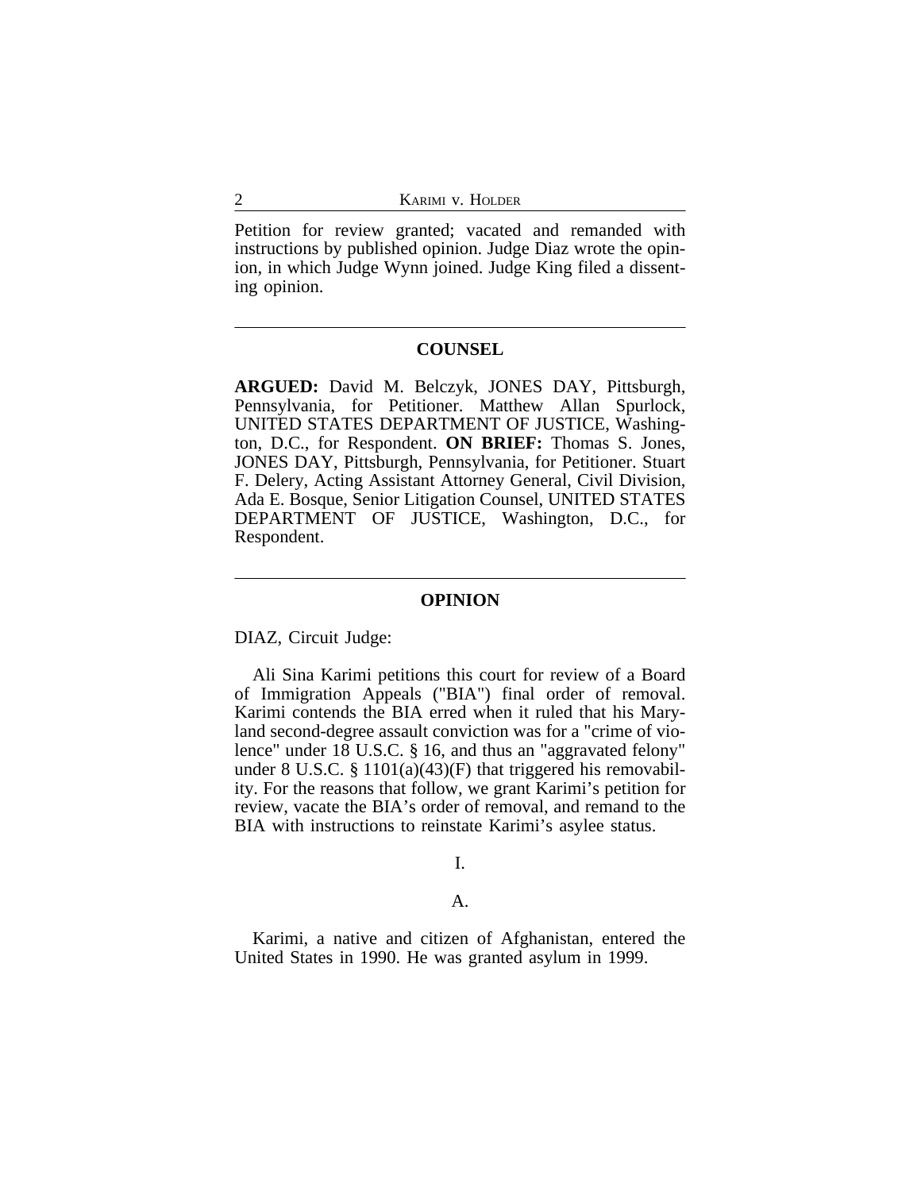Petition for review granted; vacated and remanded with instructions by published opinion. Judge Diaz wrote the opinion, in which Judge Wynn joined. Judge King filed a dissenting opinion.

---

## COUNSEL

**ARGUED:** David M. Belczyk, JONES DAY, Pittsburgh, Pennsylvania, for Petitioner. Matthew Allan Spurlock, UNITED STATES DEPARTMENT OF JUSTICE, Washington, D.C., for Respondent. **ON BRIEF:** Thomas S. Jones, JONES DAY, Pittsburgh, Pennsylvania, for Petitioner. Stuart F. Delery, Acting Assistant Attorney General, Civil Division, Ada E. Bosque, Senior Litigation Counsel, UNITED STATES DEPARTMENT OF JUSTICE, Washington, D.C., for Respondent.

---

## OPINION

DIAZ, Circuit Judge:

Ali Sina Karimi petitions this court for review of a Board of Immigration Appeals ("BIA") final order of removal. Karimi contends the BIA erred when it ruled that his Maryland second-degree assault conviction was for a "crime of violence" under 18 U.S.C. § 16, and thus an "aggravated felony" under 8 U.S.C. § 1101(a)(43)(F) that triggered his removability. For the reasons that follow, we grant Karimi's petition for review, vacate the BIA's order of removal, and remand to the BIA with instructions to reinstate Karimi's asylee status.

### I.

### A.

Karimi, a native and citizen of Afghanistan, entered the United States in 1990. He was granted asylum in 1999.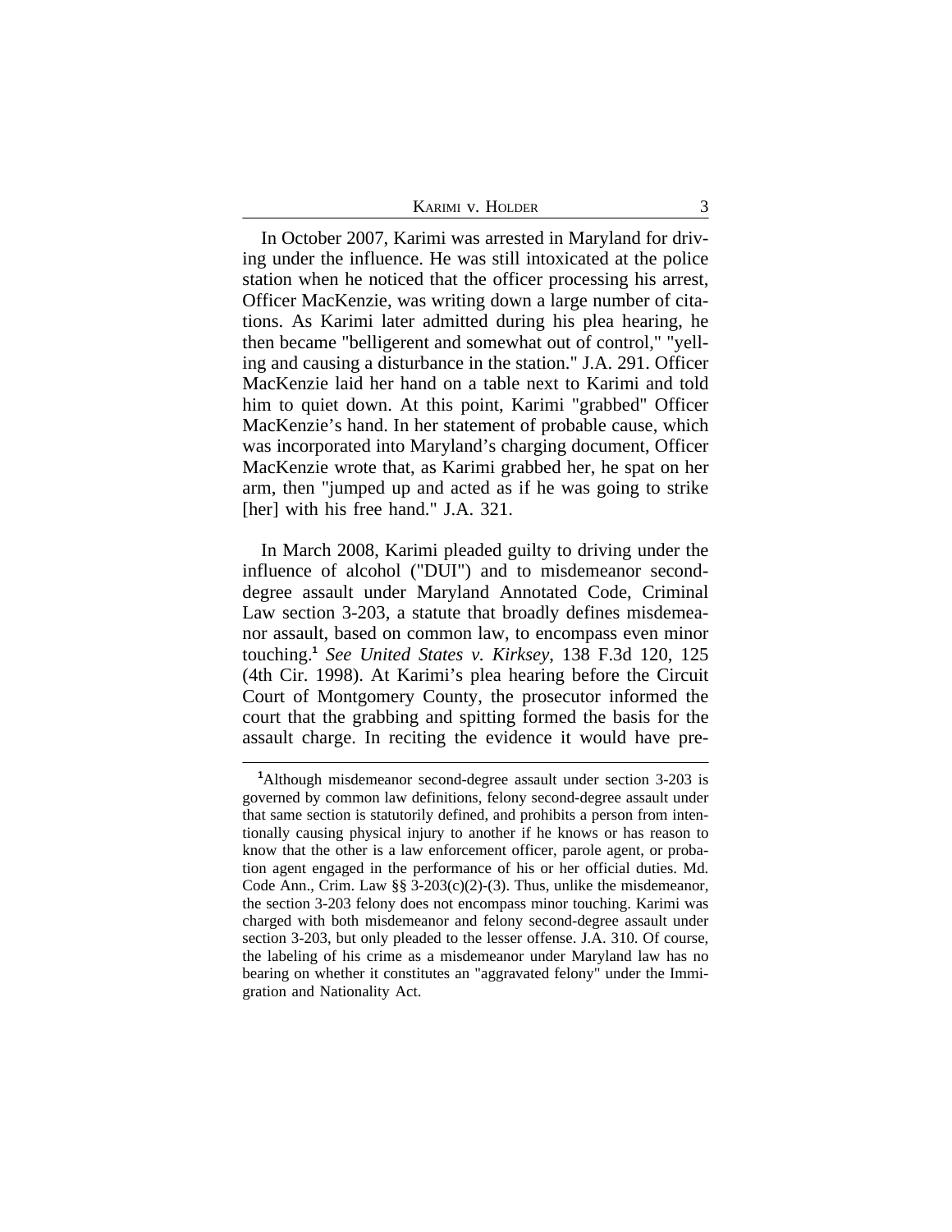In October 2007, Karimi was arrested in Maryland for driving under the influence. He was still intoxicated at the police station when he noticed that the officer processing his arrest, Officer MacKenzie, was writing down a large number of citations. As Karimi later admitted during his plea hearing, he then became "belligerent and somewhat out of control," "yelling and causing a disturbance in the station." J.A. 291. Officer MacKenzie laid her hand on a table next to Karimi and told him to quiet down. At this point, Karimi "grabbed" Officer MacKenzie's hand. In her statement of probable cause, which was incorporated into Maryland's charging document, Officer MacKenzie wrote that, as Karimi grabbed her, he spat on her arm, then "jumped up and acted as if he was going to strike [her] with his free hand." J.A. 321.

In March 2008, Karimi pleaded guilty to driving under the influence of alcohol ("DUI") and to misdemeanor second-degree assault under Maryland Annotated Code, Criminal Law section 3-203, a statute that broadly defines misdemeanor assault, based on common law, to encompass even minor touching.[1] *See United States v. Kirksey*, 138 F.3d 120, 125 (4th Cir. 1998). At Karimi's plea hearing before the Circuit Court of Montgomery County, the prosecutor informed the court that the grabbing and spitting formed the basis for the assault charge. In reciting the evidence it would have pre-

---

[1]Although misdemeanor second-degree assault under section 3-203 is governed by common law definitions, felony second-degree assault under that same section is statutorily defined, and prohibits a person from intentionally causing physical injury to another if he knows or has reason to know that the other is a law enforcement officer, parole agent, or probation agent engaged in the performance of his or her official duties. Md. Code Ann., Crim. Law §§ 3-203(c)(2)-(3). Thus, unlike the misdemeanor, the section 3-203 felony does not encompass minor touching. Karimi was charged with both misdemeanor and felony second-degree assault under section 3-203, but only pleaded to the lesser offense. J.A. 310. Of course, the labeling of his crime as a misdemeanor under Maryland law has no bearing on whether it constitutes an "aggravated felony" under the Immigration and Nationality Act.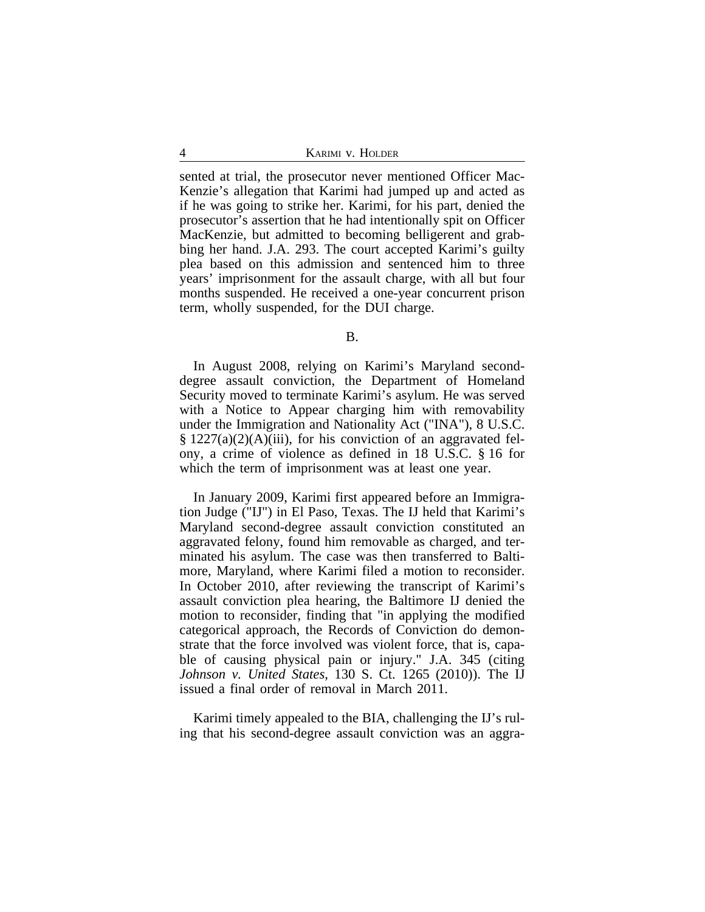sented at trial, the prosecutor never mentioned Officer MacKenzie's allegation that Karimi had jumped up and acted as if he was going to strike her. Karimi, for his part, denied the prosecutor's assertion that he had intentionally spit on Officer MacKenzie, but admitted to becoming belligerent and grabbing her hand. J.A. 293. The court accepted Karimi's guilty plea based on this admission and sentenced him to three years' imprisonment for the assault charge, with all but four months suspended. He received a one-year concurrent prison term, wholly suspended, for the DUI charge.

B.

In August 2008, relying on Karimi's Maryland second-degree assault conviction, the Department of Homeland Security moved to terminate Karimi's asylum. He was served with a Notice to Appear charging him with removability under the Immigration and Nationality Act ("INA"), 8 U.S.C. § 1227(a)(2)(A)(iii), for his conviction of an aggravated felony, a crime of violence as defined in 18 U.S.C. § 16 for which the term of imprisonment was at least one year.

In January 2009, Karimi first appeared before an Immigration Judge ("IJ") in El Paso, Texas. The IJ held that Karimi's Maryland second-degree assault conviction constituted an aggravated felony, found him removable as charged, and terminated his asylum. The case was then transferred to Baltimore, Maryland, where Karimi filed a motion to reconsider. In October 2010, after reviewing the transcript of Karimi's assault conviction plea hearing, the Baltimore IJ denied the motion to reconsider, finding that "in applying the modified categorical approach, the Records of Conviction do demonstrate that the force involved was violent force, that is, capable of causing physical pain or injury." J.A. 345 (citing *Johnson v. United States*, 130 S. Ct. 1265 (2010)). The IJ issued a final order of removal in March 2011.

Karimi timely appealed to the BIA, challenging the IJ's ruling that his second-degree assault conviction was an aggra-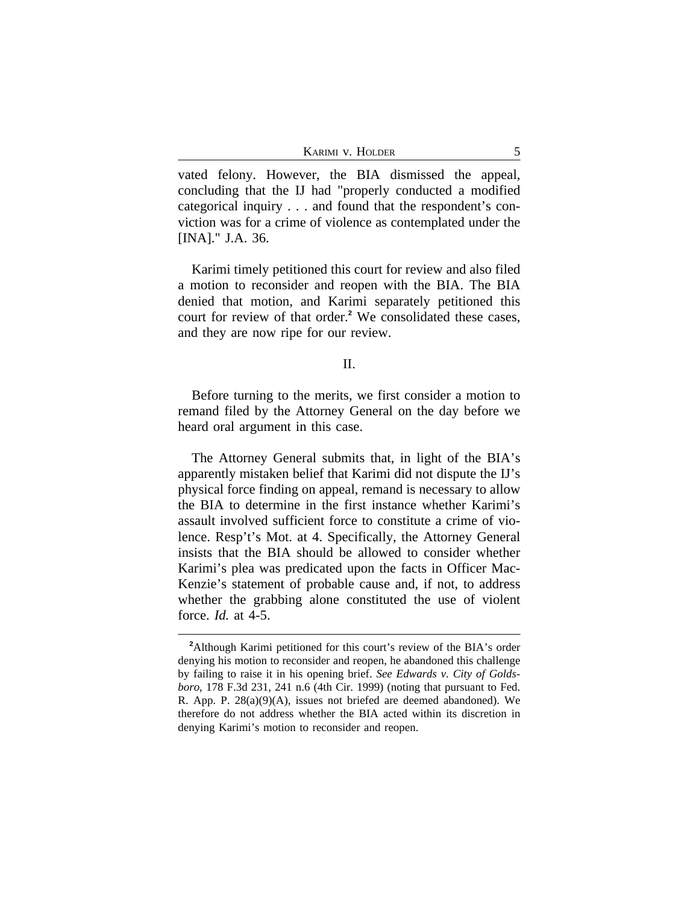vated felony. However, the BIA dismissed the appeal, concluding that the IJ had "properly conducted a modified categorical inquiry . . . and found that the respondent's conviction was for a crime of violence as contemplated under the [INA]." J.A. 36.

Karimi timely petitioned this court for review and also filed a motion to reconsider and reopen with the BIA. The BIA denied that motion, and Karimi separately petitioned this court for review of that order.[2] We consolidated these cases, and they are now ripe for our review.

## II.

Before turning to the merits, we first consider a motion to remand filed by the Attorney General on the day before we heard oral argument in this case.

The Attorney General submits that, in light of the BIA's apparently mistaken belief that Karimi did not dispute the IJ's physical force finding on appeal, remand is necessary to allow the BIA to determine in the first instance whether Karimi's assault involved sufficient force to constitute a crime of violence. Resp't's Mot. at 4. Specifically, the Attorney General insists that the BIA should be allowed to consider whether Karimi's plea was predicated upon the facts in Officer MacKenzie's statement of probable cause and, if not, to address whether the grabbing alone constituted the use of violent force. *Id.* at 4-5.

---

[2]Although Karimi petitioned for this court's review of the BIA's order denying his motion to reconsider and reopen, he abandoned this challenge by failing to raise it in his opening brief. *See Edwards v. City of Goldsboro*, 178 F.3d 231, 241 n.6 (4th Cir. 1999) (noting that pursuant to Fed. R. App. P. 28(a)(9)(A), issues not briefed are deemed abandoned). We therefore do not address whether the BIA acted within its discretion in denying Karimi's motion to reconsider and reopen.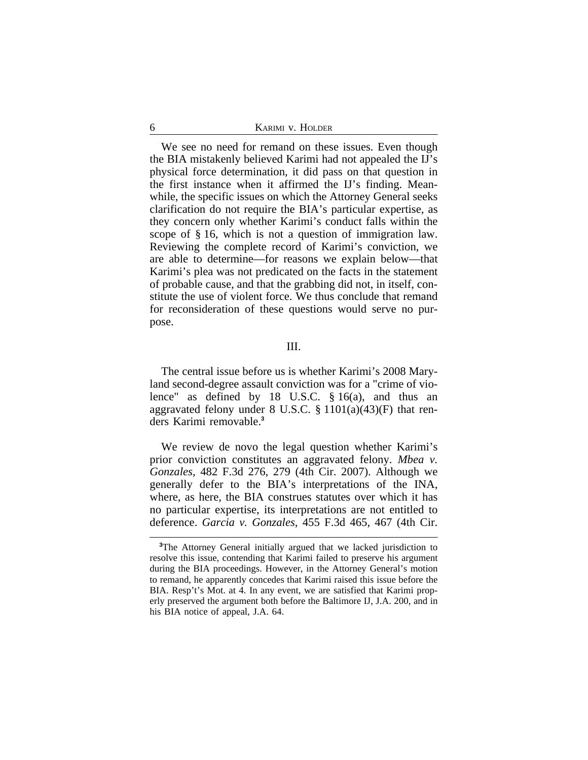We see no need for remand on these issues. Even though the BIA mistakenly believed Karimi had not appealed the IJ's physical force determination, it did pass on that question in the first instance when it affirmed the IJ's finding. Meanwhile, the specific issues on which the Attorney General seeks clarification do not require the BIA's particular expertise, as they concern only whether Karimi's conduct falls within the scope of § 16, which is not a question of immigration law. Reviewing the complete record of Karimi's conviction, we are able to determine—for reasons we explain below—that Karimi's plea was not predicated on the facts in the statement of probable cause, and that the grabbing did not, in itself, constitute the use of violent force. We thus conclude that remand for reconsideration of these questions would serve no purpose.

## III.

The central issue before us is whether Karimi's 2008 Maryland second-degree assault conviction was for a "crime of violence" as defined by 18 U.S.C. § 16(a), and thus an aggravated felony under 8 U.S.C. § 1101(a)(43)(F) that renders Karimi removable.[3]

We review de novo the legal question whether Karimi's prior conviction constitutes an aggravated felony. *Mbea v. Gonzales*, 482 F.3d 276, 279 (4th Cir. 2007). Although we generally defer to the BIA's interpretations of the INA, where, as here, the BIA construes statutes over which it has no particular expertise, its interpretations are not entitled to deference. *Garcia v. Gonzales*, 455 F.3d 465, 467 (4th Cir.

[3]The Attorney General initially argued that we lacked jurisdiction to resolve this issue, contending that Karimi failed to preserve his argument during the BIA proceedings. However, in the Attorney General's motion to remand, he apparently concedes that Karimi raised this issue before the BIA. Resp't's Mot. at 4. In any event, we are satisfied that Karimi properly preserved the argument both before the Baltimore IJ, J.A. 200, and in his BIA notice of appeal, J.A. 64.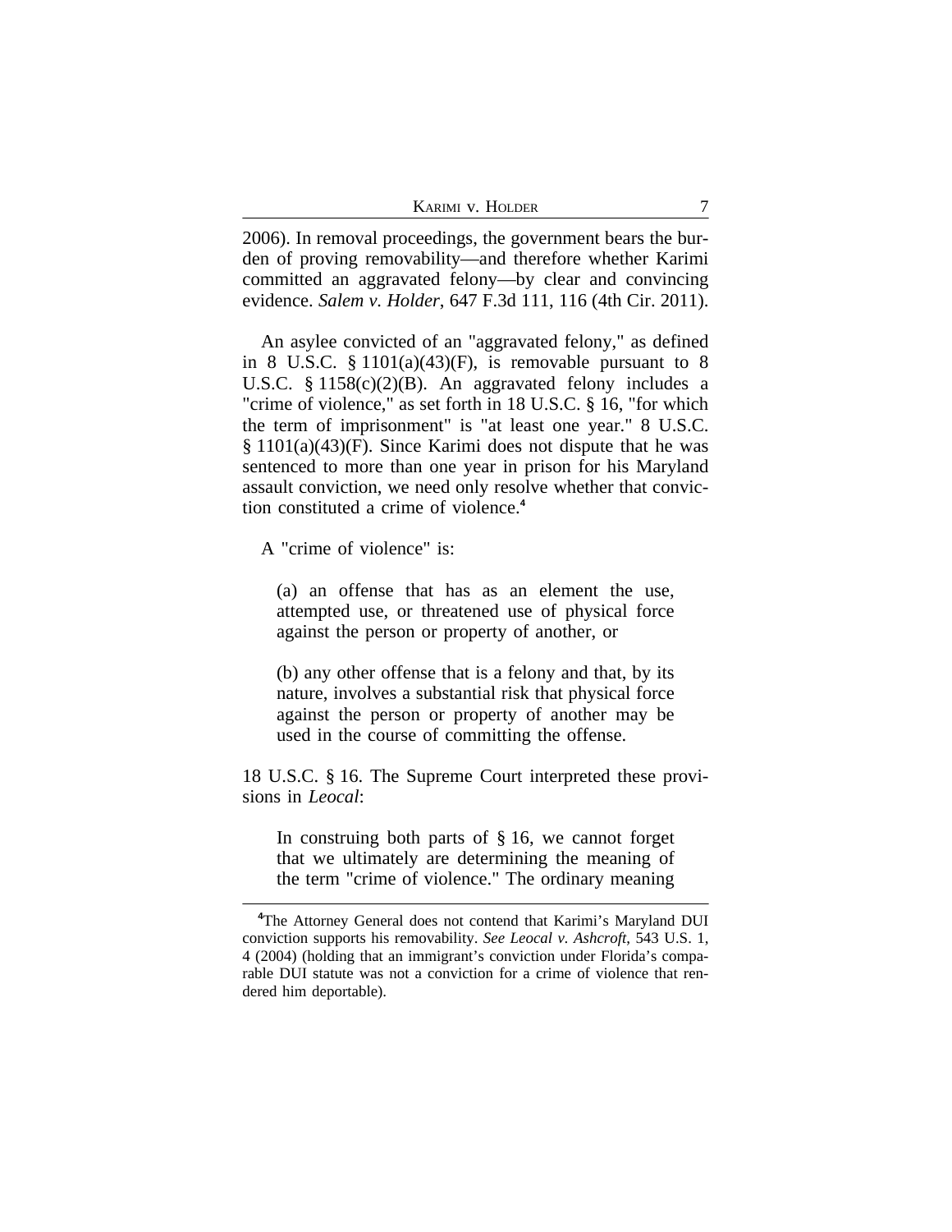2006). In removal proceedings, the government bears the burden of proving removability—and therefore whether Karimi committed an aggravated felony—by clear and convincing evidence. *Salem v. Holder*, 647 F.3d 111, 116 (4th Cir. 2011).

An asylee convicted of an "aggravated felony," as defined in 8 U.S.C. § 1101(a)(43)(F), is removable pursuant to 8 U.S.C. § 1158(c)(2)(B). An aggravated felony includes a "crime of violence," as set forth in 18 U.S.C. § 16, "for which the term of imprisonment" is "at least one year." 8 U.S.C. § 1101(a)(43)(F). Since Karimi does not dispute that he was sentenced to more than one year in prison for his Maryland assault conviction, we need only resolve whether that conviction constituted a crime of violence.[4]

A "crime of violence" is:

> (a) an offense that has as an element the use, attempted use, or threatened use of physical force against the person or property of another, or
>
> (b) any other offense that is a felony and that, by its nature, involves a substantial risk that physical force against the person or property of another may be used in the course of committing the offense.

18 U.S.C. § 16. The Supreme Court interpreted these provisions in *Leocal*:

> In construing both parts of § 16, we cannot forget that we ultimately are determining the meaning of the term "crime of violence." The ordinary meaning

[4] The Attorney General does not contend that Karimi's Maryland DUI conviction supports his removability. *See Leocal v. Ashcroft*, 543 U.S. 1, 4 (2004) (holding that an immigrant's conviction under Florida's comparable DUI statute was not a conviction for a crime of violence that rendered him deportable).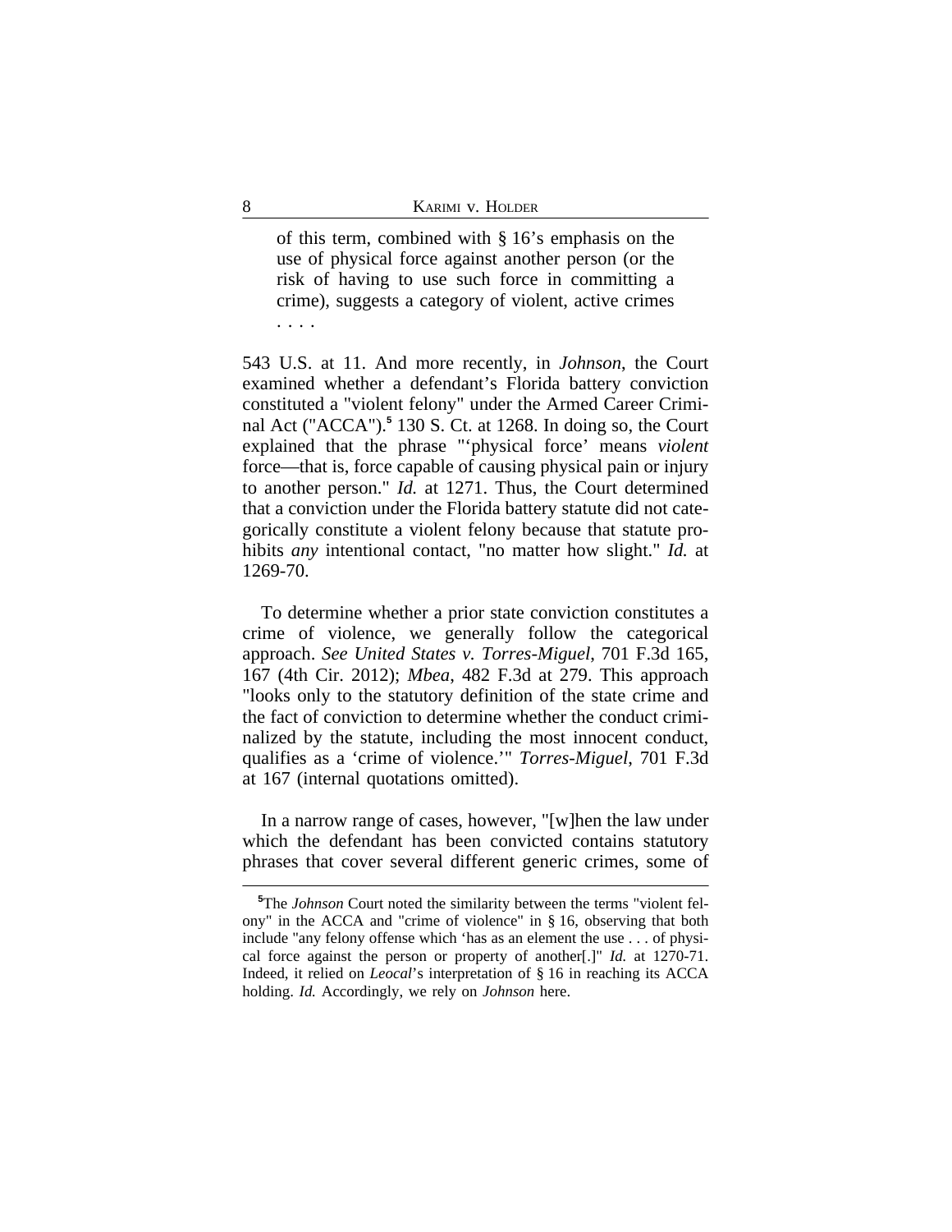> of this term, combined with § 16's emphasis on the use of physical force against another person (or the risk of having to use such force in committing a crime), suggests a category of violent, active crimes . . . .

543 U.S. at 11. And more recently, in *Johnson*, the Court examined whether a defendant's Florida battery conviction constituted a "violent felony" under the Armed Career Criminal Act ("ACCA").[5] 130 S. Ct. at 1268. In doing so, the Court explained that the phrase "'physical force' means *violent* force—that is, force capable of causing physical pain or injury to another person." *Id.* at 1271. Thus, the Court determined that a conviction under the Florida battery statute did not categorically constitute a violent felony because that statute prohibits *any* intentional contact, "no matter how slight." *Id.* at 1269-70.

To determine whether a prior state conviction constitutes a crime of violence, we generally follow the categorical approach. *See United States v. Torres-Miguel*, 701 F.3d 165, 167 (4th Cir. 2012); *Mbea*, 482 F.3d at 279. This approach "looks only to the statutory definition of the state crime and the fact of conviction to determine whether the conduct criminalized by the statute, including the most innocent conduct, qualifies as a 'crime of violence.'" *Torres-Miguel*, 701 F.3d at 167 (internal quotations omitted).

In a narrow range of cases, however, "[w]hen the law under which the defendant has been convicted contains statutory phrases that cover several different generic crimes, some of

---

[5]The *Johnson* Court noted the similarity between the terms "violent felony" in the ACCA and "crime of violence" in § 16, observing that both include "any felony offense which 'has as an element the use . . . of physical force against the person or property of another[.]" *Id.* at 1270-71. Indeed, it relied on *Leocal*'s interpretation of § 16 in reaching its ACCA holding. *Id.* Accordingly, we rely on *Johnson* here.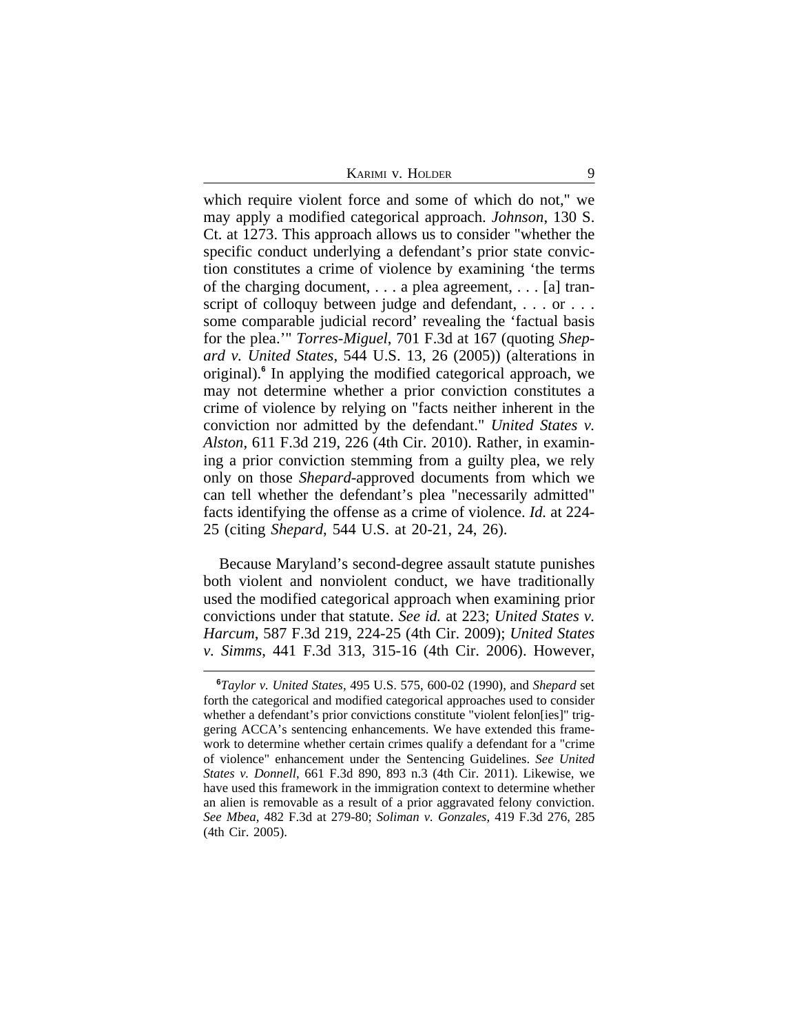which require violent force and some of which do not," we may apply a modified categorical approach. *Johnson*, 130 S. Ct. at 1273. This approach allows us to consider "whether the specific conduct underlying a defendant's prior state conviction constitutes a crime of violence by examining 'the terms of the charging document, . . . a plea agreement, . . . [a] transcript of colloquy between judge and defendant, . . . or . . . some comparable judicial record' revealing the 'factual basis for the plea.'" *Torres-Miguel*, 701 F.3d at 167 (quoting *Shepard v. United States*, 544 U.S. 13, 26 (2005)) (alterations in original).[6] In applying the modified categorical approach, we may not determine whether a prior conviction constitutes a crime of violence by relying on "facts neither inherent in the conviction nor admitted by the defendant." *United States v. Alston*, 611 F.3d 219, 226 (4th Cir. 2010). Rather, in examining a prior conviction stemming from a guilty plea, we rely only on those *Shepard*-approved documents from which we can tell whether the defendant's plea "necessarily admitted" facts identifying the offense as a crime of violence. *Id.* at 224-25 (citing *Shepard*, 544 U.S. at 20-21, 24, 26).

Because Maryland's second-degree assault statute punishes both violent and nonviolent conduct, we have traditionally used the modified categorical approach when examining prior convictions under that statute. *See id.* at 223; *United States v. Harcum*, 587 F.3d 219, 224-25 (4th Cir. 2009); *United States v. Simms*, 441 F.3d 313, 315-16 (4th Cir. 2006). However,

---

[6] *Taylor v. United States*, 495 U.S. 575, 600-02 (1990), and *Shepard* set forth the categorical and modified categorical approaches used to consider whether a defendant's prior convictions constitute "violent felon[ies]" triggering ACCA's sentencing enhancements. We have extended this framework to determine whether certain crimes qualify a defendant for a "crime of violence" enhancement under the Sentencing Guidelines. *See United States v. Donnell*, 661 F.3d 890, 893 n.3 (4th Cir. 2011). Likewise, we have used this framework in the immigration context to determine whether an alien is removable as a result of a prior aggravated felony conviction. *See Mbea*, 482 F.3d at 279-80; *Soliman v. Gonzales*, 419 F.3d 276, 285 (4th Cir. 2005).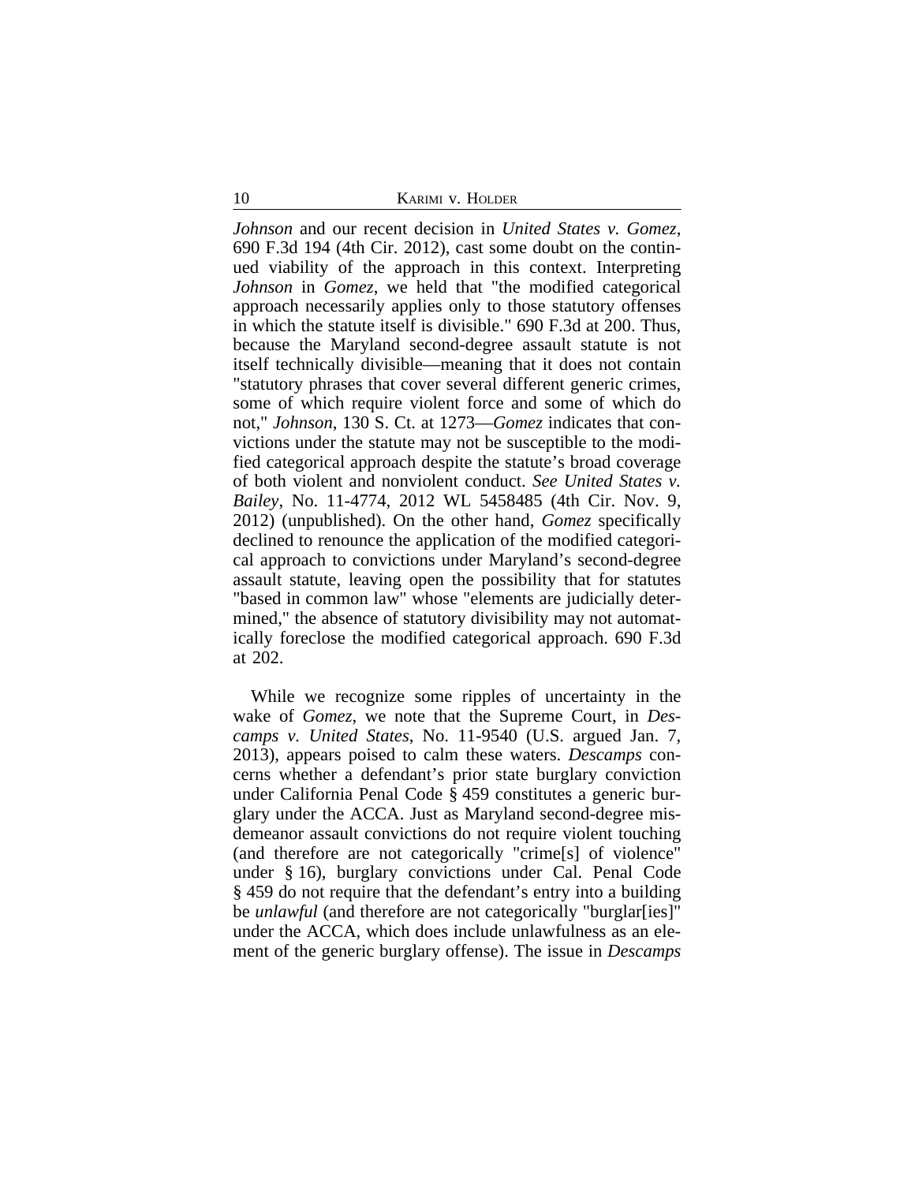*Johnson* and our recent decision in *United States v. Gomez*, 690 F.3d 194 (4th Cir. 2012), cast some doubt on the continued viability of the approach in this context. Interpreting *Johnson* in *Gomez*, we held that "the modified categorical approach necessarily applies only to those statutory offenses in which the statute itself is divisible." 690 F.3d at 200. Thus, because the Maryland second-degree assault statute is not itself technically divisible—meaning that it does not contain "statutory phrases that cover several different generic crimes, some of which require violent force and some of which do not," *Johnson*, 130 S. Ct. at 1273—*Gomez* indicates that convictions under the statute may not be susceptible to the modified categorical approach despite the statute's broad coverage of both violent and nonviolent conduct. *See United States v. Bailey*, No. 11-4774, 2012 WL 5458485 (4th Cir. Nov. 9, 2012) (unpublished). On the other hand, *Gomez* specifically declined to renounce the application of the modified categorical approach to convictions under Maryland's second-degree assault statute, leaving open the possibility that for statutes "based in common law" whose "elements are judicially determined," the absence of statutory divisibility may not automatically foreclose the modified categorical approach. 690 F.3d at 202.

While we recognize some ripples of uncertainty in the wake of *Gomez*, we note that the Supreme Court, in *Descamps v. United States*, No. 11-9540 (U.S. argued Jan. 7, 2013), appears poised to calm these waters. *Descamps* concerns whether a defendant's prior state burglary conviction under California Penal Code § 459 constitutes a generic burglary under the ACCA. Just as Maryland second-degree misdemeanor assault convictions do not require violent touching (and therefore are not categorically "crime[s] of violence" under § 16), burglary convictions under Cal. Penal Code § 459 do not require that the defendant's entry into a building be *unlawful* (and therefore are not categorically "burglar[ies]" under the ACCA, which does include unlawfulness as an element of the generic burglary offense). The issue in *Descamps*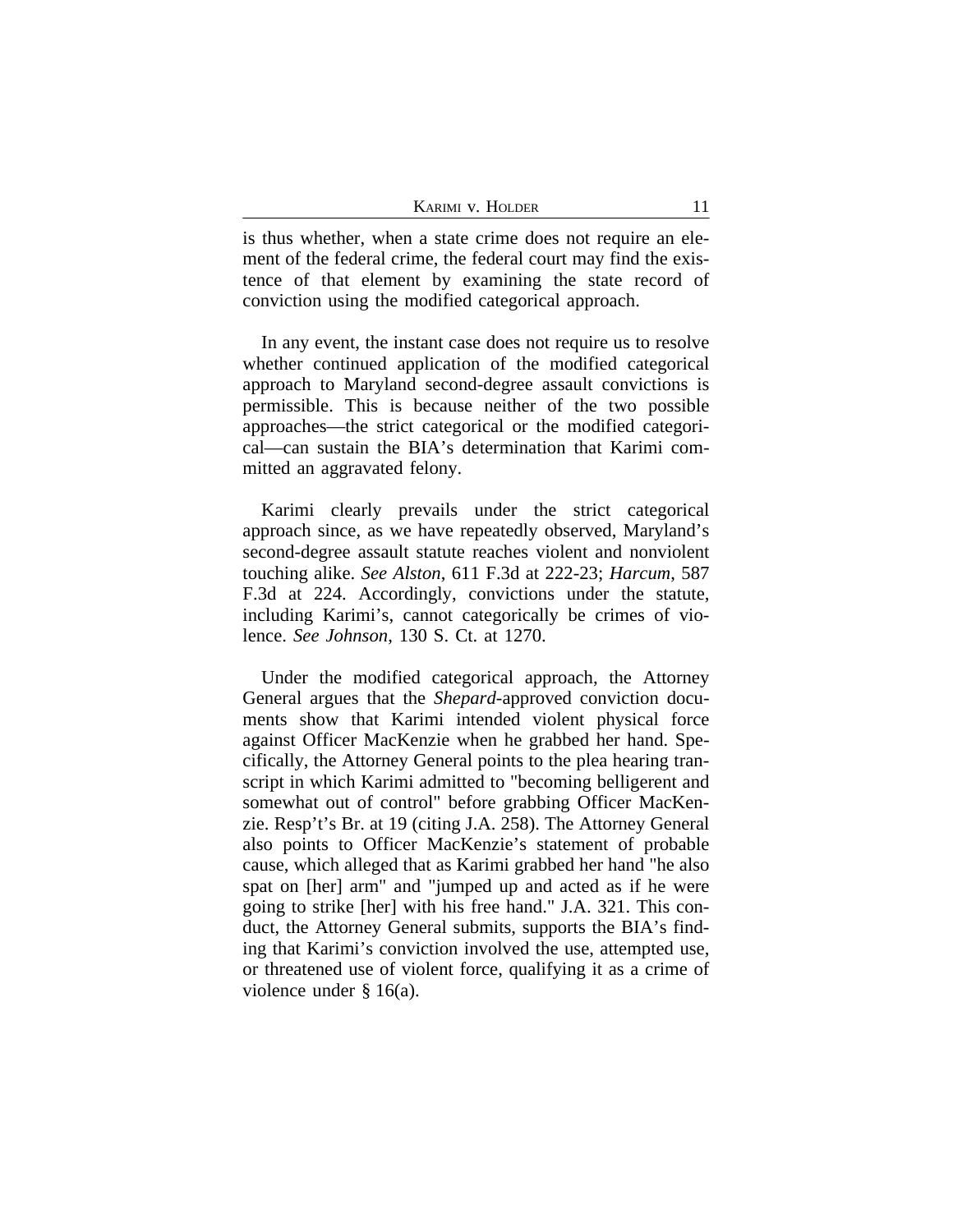is thus whether, when a state crime does not require an element of the federal crime, the federal court may find the existence of that element by examining the state record of conviction using the modified categorical approach.

In any event, the instant case does not require us to resolve whether continued application of the modified categorical approach to Maryland second-degree assault convictions is permissible. This is because neither of the two possible approaches—the strict categorical or the modified categorical—can sustain the BIA's determination that Karimi committed an aggravated felony.

Karimi clearly prevails under the strict categorical approach since, as we have repeatedly observed, Maryland's second-degree assault statute reaches violent and nonviolent touching alike. *See Alston*, 611 F.3d at 222-23; *Harcum*, 587 F.3d at 224. Accordingly, convictions under the statute, including Karimi's, cannot categorically be crimes of violence. *See Johnson*, 130 S. Ct. at 1270.

Under the modified categorical approach, the Attorney General argues that the *Shepard*-approved conviction documents show that Karimi intended violent physical force against Officer MacKenzie when he grabbed her hand. Specifically, the Attorney General points to the plea hearing transcript in which Karimi admitted to "becoming belligerent and somewhat out of control" before grabbing Officer MacKenzie. Resp't's Br. at 19 (citing J.A. 258). The Attorney General also points to Officer MacKenzie's statement of probable cause, which alleged that as Karimi grabbed her hand "he also spat on [her] arm" and "jumped up and acted as if he were going to strike [her] with his free hand." J.A. 321. This conduct, the Attorney General submits, supports the BIA's finding that Karimi's conviction involved the use, attempted use, or threatened use of violent force, qualifying it as a crime of violence under § 16(a).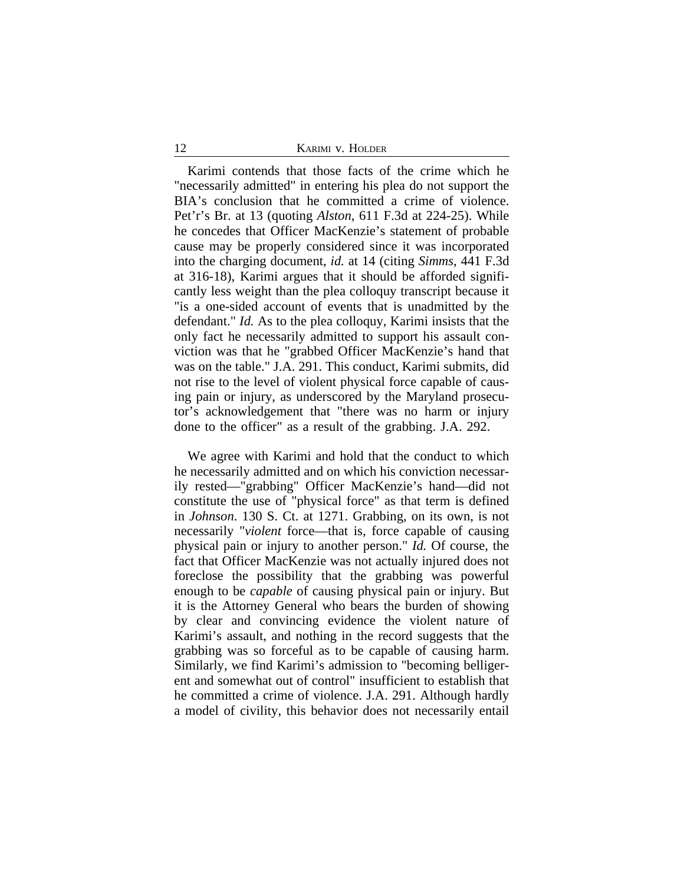Karimi contends that those facts of the crime which he "necessarily admitted" in entering his plea do not support the BIA's conclusion that he committed a crime of violence. Pet'r's Br. at 13 (quoting *Alston*, 611 F.3d at 224-25). While he concedes that Officer MacKenzie's statement of probable cause may be properly considered since it was incorporated into the charging document, *id.* at 14 (citing *Simms*, 441 F.3d at 316-18), Karimi argues that it should be afforded significantly less weight than the plea colloquy transcript because it "is a one-sided account of events that is unadmitted by the defendant." *Id.* As to the plea colloquy, Karimi insists that the only fact he necessarily admitted to support his assault conviction was that he "grabbed Officer MacKenzie's hand that was on the table." J.A. 291. This conduct, Karimi submits, did not rise to the level of violent physical force capable of causing pain or injury, as underscored by the Maryland prosecutor's acknowledgement that "there was no harm or injury done to the officer" as a result of the grabbing. J.A. 292.

We agree with Karimi and hold that the conduct to which he necessarily admitted and on which his conviction necessarily rested—"grabbing" Officer MacKenzie's hand—did not constitute the use of "physical force" as that term is defined in *Johnson*. 130 S. Ct. at 1271. Grabbing, on its own, is not necessarily "*violent* force—that is, force capable of causing physical pain or injury to another person." *Id.* Of course, the fact that Officer MacKenzie was not actually injured does not foreclose the possibility that the grabbing was powerful enough to be *capable* of causing physical pain or injury. But it is the Attorney General who bears the burden of showing by clear and convincing evidence the violent nature of Karimi's assault, and nothing in the record suggests that the grabbing was so forceful as to be capable of causing harm. Similarly, we find Karimi's admission to "becoming belligerent and somewhat out of control" insufficient to establish that he committed a crime of violence. J.A. 291. Although hardly a model of civility, this behavior does not necessarily entail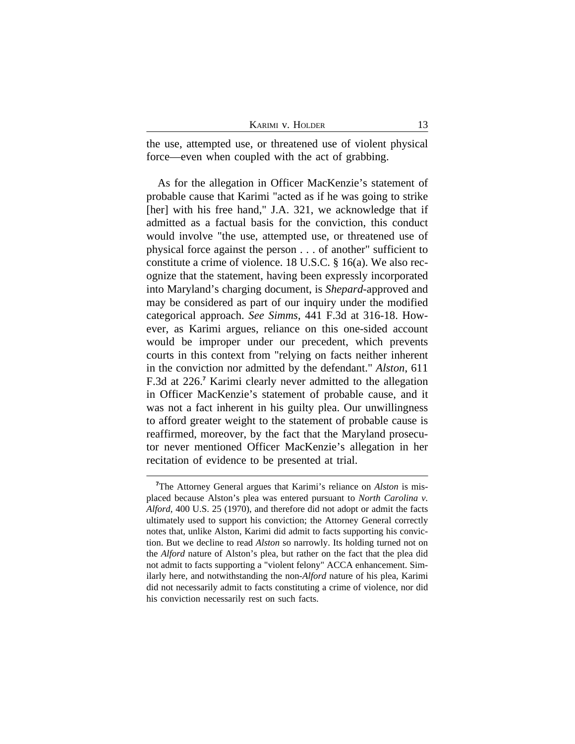the use, attempted use, or threatened use of violent physical force—even when coupled with the act of grabbing.

As for the allegation in Officer MacKenzie's statement of probable cause that Karimi "acted as if he was going to strike [her] with his free hand," J.A. 321, we acknowledge that if admitted as a factual basis for the conviction, this conduct would involve "the use, attempted use, or threatened use of physical force against the person . . . of another" sufficient to constitute a crime of violence. 18 U.S.C. § 16(a). We also recognize that the statement, having been expressly incorporated into Maryland's charging document, is *Shepard*-approved and may be considered as part of our inquiry under the modified categorical approach. *See Simms*, 441 F.3d at 316-18. However, as Karimi argues, reliance on this one-sided account would be improper under our precedent, which prevents courts in this context from "relying on facts neither inherent in the conviction nor admitted by the defendant." *Alston*, 611 F.3d at 226.[7] Karimi clearly never admitted to the allegation in Officer MacKenzie's statement of probable cause, and it was not a fact inherent in his guilty plea. Our unwillingness to afford greater weight to the statement of probable cause is reaffirmed, moreover, by the fact that the Maryland prosecutor never mentioned Officer MacKenzie's allegation in her recitation of evidence to be presented at trial.

---

[7]The Attorney General argues that Karimi's reliance on *Alston* is misplaced because Alston's plea was entered pursuant to *North Carolina v. Alford*, 400 U.S. 25 (1970), and therefore did not adopt or admit the facts ultimately used to support his conviction; the Attorney General correctly notes that, unlike Alston, Karimi did admit to facts supporting his conviction. But we decline to read *Alston* so narrowly. Its holding turned not on the *Alford* nature of Alston's plea, but rather on the fact that the plea did not admit to facts supporting a "violent felony" ACCA enhancement. Similarly here, and notwithstanding the non-*Alford* nature of his plea, Karimi did not necessarily admit to facts constituting a crime of violence, nor did his conviction necessarily rest on such facts.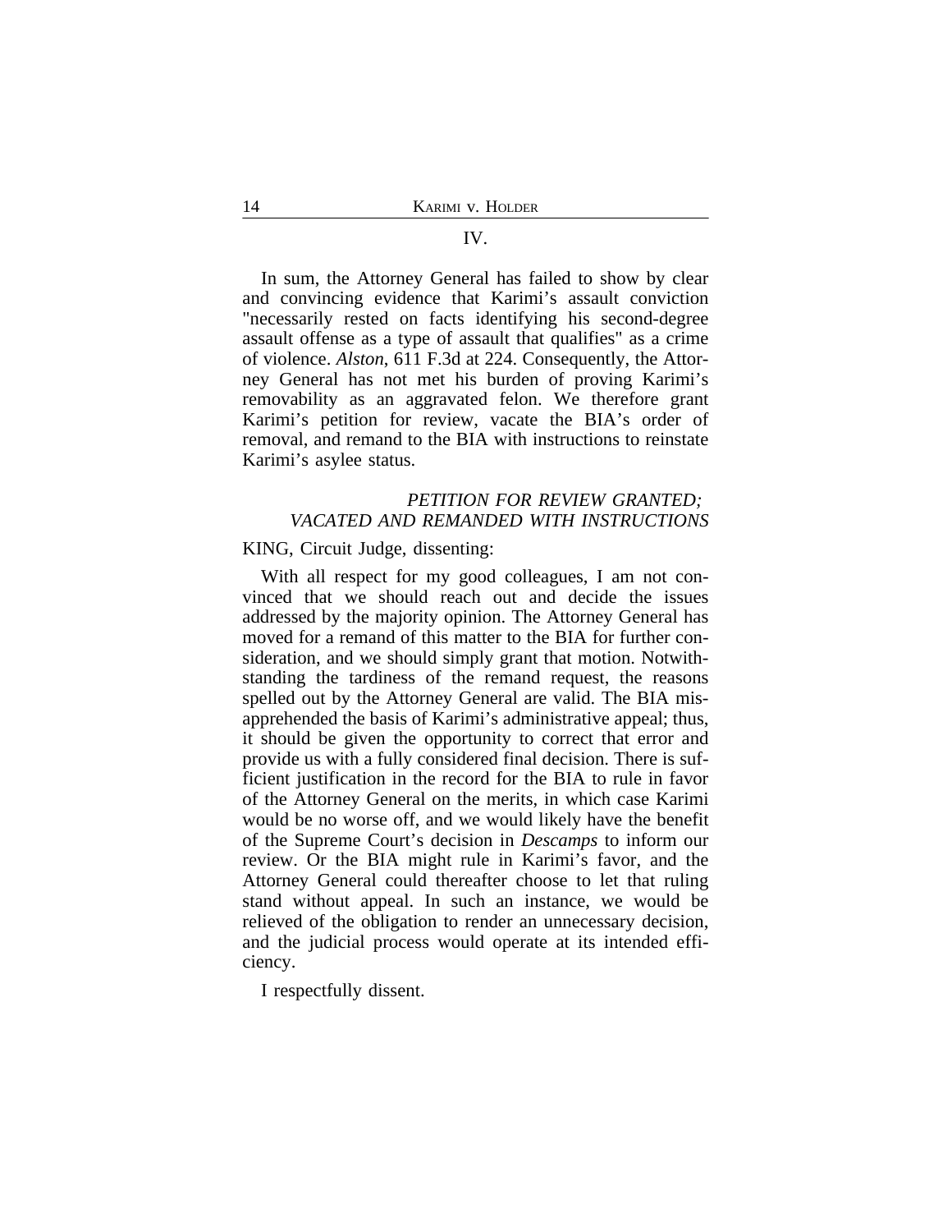## IV.

In sum, the Attorney General has failed to show by clear and convincing evidence that Karimi's assault conviction "necessarily rested on facts identifying his second-degree assault offense as a type of assault that qualifies" as a crime of violence. *Alston*, 611 F.3d at 224. Consequently, the Attorney General has not met his burden of proving Karimi's removability as an aggravated felon. We therefore grant Karimi's petition for review, vacate the BIA's order of removal, and remand to the BIA with instructions to reinstate Karimi's asylee status.

*PETITION FOR REVIEW GRANTED; VACATED AND REMANDED WITH INSTRUCTIONS*

KING, Circuit Judge, dissenting:

With all respect for my good colleagues, I am not convinced that we should reach out and decide the issues addressed by the majority opinion. The Attorney General has moved for a remand of this matter to the BIA for further consideration, and we should simply grant that motion. Notwithstanding the tardiness of the remand request, the reasons spelled out by the Attorney General are valid. The BIA misapprehended the basis of Karimi's administrative appeal; thus, it should be given the opportunity to correct that error and provide us with a fully considered final decision. There is sufficient justification in the record for the BIA to rule in favor of the Attorney General on the merits, in which case Karimi would be no worse off, and we would likely have the benefit of the Supreme Court's decision in *Descamps* to inform our review. Or the BIA might rule in Karimi's favor, and the Attorney General could thereafter choose to let that ruling stand without appeal. In such an instance, we would be relieved of the obligation to render an unnecessary decision, and the judicial process would operate at its intended efficiency.

I respectfully dissent.